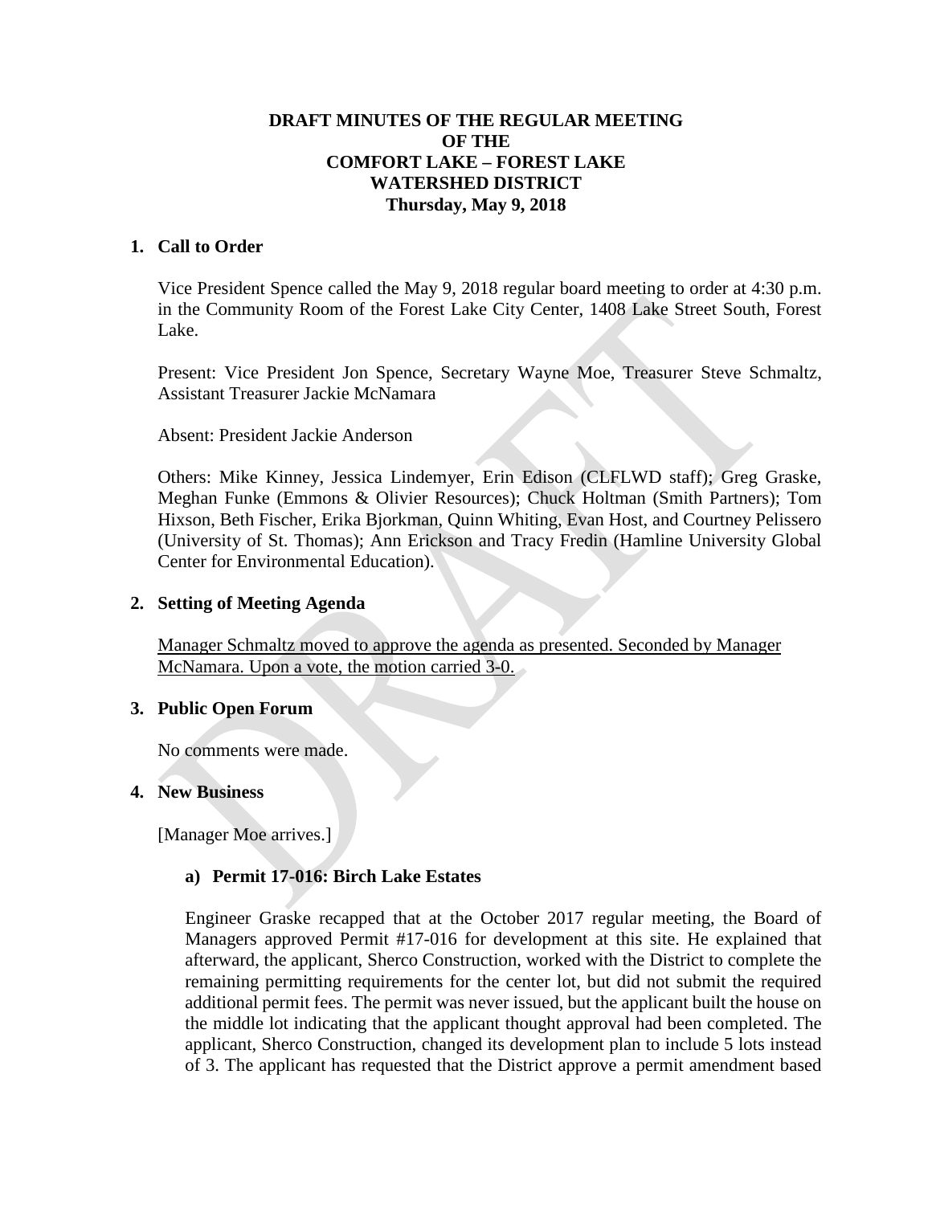**DRAFT MINUTES OF THE REGULAR MEETING OF THE COMFORT LAKE – FOREST LAKE WATERSHED DISTRICT Thursday, May 9, 2018**

## 1. Call to Order

Vice President Spence called the May 9, 2018 regular board meeting to order at 4:30 p.m. in the Community Room of the Forest Lake City Center, 1408 Lake Street South, Forest Lake.

Present: Vice President Jon Spence, Secretary Wayne Moe, Treasurer Steve Schmaltz, Assistant Treasurer Jackie McNamara

Absent: President Jackie Anderson

Others: Mike Kinney, Jessica Lindemyer, Erin Edison (CLFLWD staff); Greg Graske, Meghan Funke (Emmons & Olivier Resources); Chuck Holtman (Smith Partners); Tom Hixson, Beth Fischer, Erika Bjorkman, Quinn Whiting, Evan Host, and Courtney Pelissero (University of St. Thomas); Ann Erickson and Tracy Fredin (Hamline University Global Center for Environmental Education).

## 2. Setting of Meeting Agenda

Manager Schmaltz moved to approve the agenda as presented. Seconded by Manager McNamara. Upon a vote, the motion carried 3-0.

## 3. Public Open Forum

No comments were made.

## 4. New Business

[Manager Moe arrives.]

### a) Permit 17-016: Birch Lake Estates

Engineer Graske recapped that at the October 2017 regular meeting, the Board of Managers approved Permit #17-016 for development at this site. He explained that afterward, the applicant, Sherco Construction, worked with the District to complete the remaining permitting requirements for the center lot, but did not submit the required additional permit fees. The permit was never issued, but the applicant built the house on the middle lot indicating that the applicant thought approval had been completed. The applicant, Sherco Construction, changed its development plan to include 5 lots instead of 3. The applicant has requested that the District approve a permit amendment based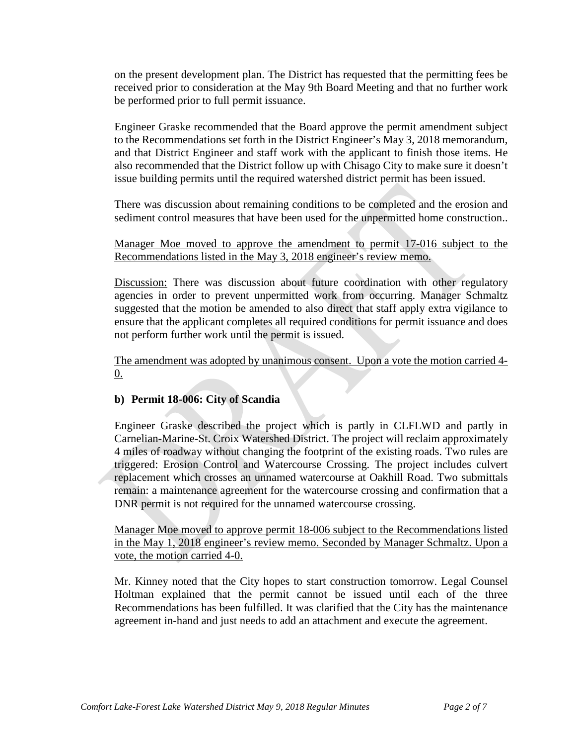on the present development plan. The District has requested that the permitting fees be received prior to consideration at the May 9th Board Meeting and that no further work be performed prior to full permit issuance.

Engineer Graske recommended that the Board approve the permit amendment subject to the Recommendations set forth in the District Engineer's May 3, 2018 memorandum, and that District Engineer and staff work with the applicant to finish those items. He also recommended that the District follow up with Chisago City to make sure it doesn't issue building permits until the required watershed district permit has been issued.

There was discussion about remaining conditions to be completed and the erosion and sediment control measures that have been used for the unpermitted home construction..

Manager Moe moved to approve the amendment to permit 17-016 subject to the Recommendations listed in the May 3, 2018 engineer's review memo.

Discussion: There was discussion about future coordination with other regulatory agencies in order to prevent unpermitted work from occurring. Manager Schmaltz suggested that the motion be amended to also direct that staff apply extra vigilance to ensure that the applicant completes all required conditions for permit issuance and does not perform further work until the permit is issued.

The amendment was adopted by unanimous consent. Upon a vote the motion carried 4-0.

**b) Permit 18-006: City of Scandia**

Engineer Graske described the project which is partly in CLFLWD and partly in Carnelian-Marine-St. Croix Watershed District. The project will reclaim approximately 4 miles of roadway without changing the footprint of the existing roads. Two rules are triggered: Erosion Control and Watercourse Crossing. The project includes culvert replacement which crosses an unnamed watercourse at Oakhill Road. Two submittals remain: a maintenance agreement for the watercourse crossing and confirmation that a DNR permit is not required for the unnamed watercourse crossing.

Manager Moe moved to approve permit 18-006 subject to the Recommendations listed in the May 1, 2018 engineer's review memo. Seconded by Manager Schmaltz. Upon a vote, the motion carried 4-0.

Mr. Kinney noted that the City hopes to start construction tomorrow. Legal Counsel Holtman explained that the permit cannot be issued until each of the three Recommendations has been fulfilled. It was clarified that the City has the maintenance agreement in-hand and just needs to add an attachment and execute the agreement.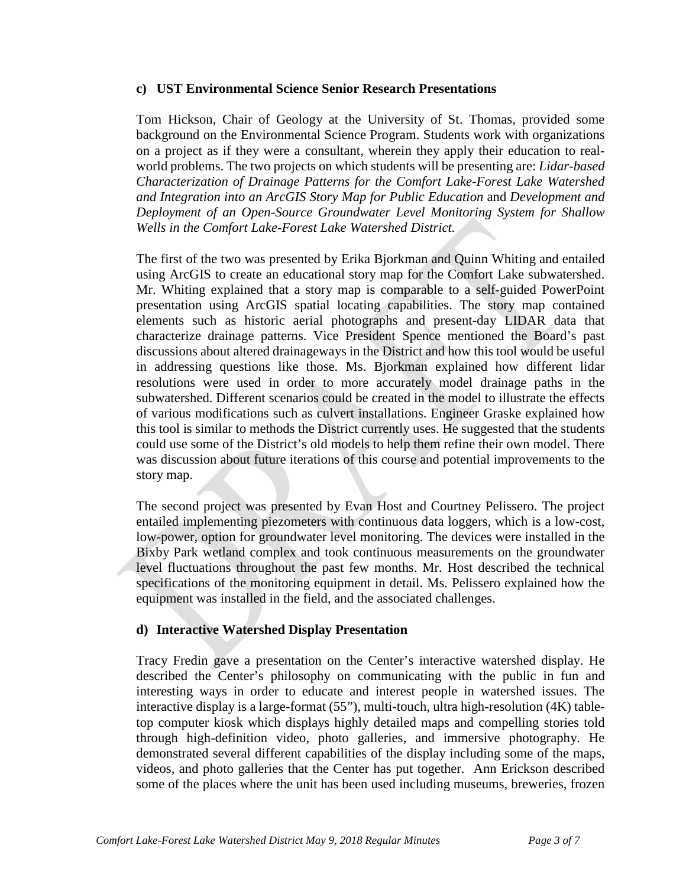### c) UST Environmental Science Senior Research Presentations

Tom Hickson, Chair of Geology at the University of St. Thomas, provided some background on the Environmental Science Program. Students work with organizations on a project as if they were a consultant, wherein they apply their education to real-world problems. The two projects on which students will be presenting are: *Lidar-based Characterization of Drainage Patterns for the Comfort Lake-Forest Lake Watershed and Integration into an ArcGIS Story Map for Public Education* and *Development and Deployment of an Open-Source Groundwater Level Monitoring System for Shallow Wells in the Comfort Lake-Forest Lake Watershed District.*

The first of the two was presented by Erika Bjorkman and Quinn Whiting and entailed using ArcGIS to create an educational story map for the Comfort Lake subwatershed. Mr. Whiting explained that a story map is comparable to a self-guided PowerPoint presentation using ArcGIS spatial locating capabilities. The story map contained elements such as historic aerial photographs and present-day LIDAR data that characterize drainage patterns. Vice President Spence mentioned the Board's past discussions about altered drainageways in the District and how this tool would be useful in addressing questions like those. Ms. Bjorkman explained how different lidar resolutions were used in order to more accurately model drainage paths in the subwatershed. Different scenarios could be created in the model to illustrate the effects of various modifications such as culvert installations. Engineer Graske explained how this tool is similar to methods the District currently uses. He suggested that the students could use some of the District's old models to help them refine their own model. There was discussion about future iterations of this course and potential improvements to the story map.

The second project was presented by Evan Host and Courtney Pelissero. The project entailed implementing piezometers with continuous data loggers, which is a low-cost, low-power, option for groundwater level monitoring. The devices were installed in the Bixby Park wetland complex and took continuous measurements on the groundwater level fluctuations throughout the past few months. Mr. Host described the technical specifications of the monitoring equipment in detail. Ms. Pelissero explained how the equipment was installed in the field, and the associated challenges.

### d) Interactive Watershed Display Presentation

Tracy Fredin gave a presentation on the Center's interactive watershed display. He described the Center's philosophy on communicating with the public in fun and interesting ways in order to educate and interest people in watershed issues. The interactive display is a large-format (55"), multi-touch, ultra high-resolution (4K) table-top computer kiosk which displays highly detailed maps and compelling stories told through high-definition video, photo galleries, and immersive photography. He demonstrated several different capabilities of the display including some of the maps, videos, and photo galleries that the Center has put together. Ann Erickson described some of the places where the unit has been used including museums, breweries, frozen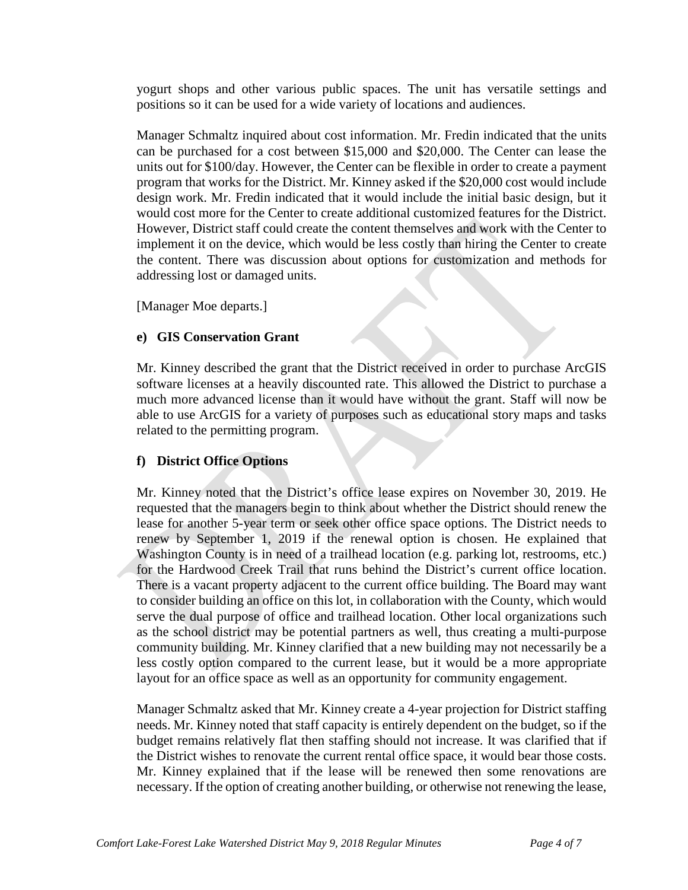yogurt shops and other various public spaces. The unit has versatile settings and positions so it can be used for a wide variety of locations and audiences.

Manager Schmaltz inquired about cost information. Mr. Fredin indicated that the units can be purchased for a cost between $15,000 and $20,000. The Center can lease the units out for $100/day. However, the Center can be flexible in order to create a payment program that works for the District. Mr. Kinney asked if the $20,000 cost would include design work. Mr. Fredin indicated that it would include the initial basic design, but it would cost more for the Center to create additional customized features for the District. However, District staff could create the content themselves and work with the Center to implement it on the device, which would be less costly than hiring the Center to create the content. There was discussion about options for customization and methods for addressing lost or damaged units.

[Manager Moe departs.]

**e) GIS Conservation Grant**

Mr. Kinney described the grant that the District received in order to purchase ArcGIS software licenses at a heavily discounted rate. This allowed the District to purchase a much more advanced license than it would have without the grant. Staff will now be able to use ArcGIS for a variety of purposes such as educational story maps and tasks related to the permitting program.

**f) District Office Options**

Mr. Kinney noted that the District's office lease expires on November 30, 2019. He requested that the managers begin to think about whether the District should renew the lease for another 5-year term or seek other office space options. The District needs to renew by September 1, 2019 if the renewal option is chosen. He explained that Washington County is in need of a trailhead location (e.g. parking lot, restrooms, etc.) for the Hardwood Creek Trail that runs behind the District's current office location. There is a vacant property adjacent to the current office building. The Board may want to consider building an office on this lot, in collaboration with the County, which would serve the dual purpose of office and trailhead location. Other local organizations such as the school district may be potential partners as well, thus creating a multi-purpose community building. Mr. Kinney clarified that a new building may not necessarily be a less costly option compared to the current lease, but it would be a more appropriate layout for an office space as well as an opportunity for community engagement.

Manager Schmaltz asked that Mr. Kinney create a 4-year projection for District staffing needs. Mr. Kinney noted that staff capacity is entirely dependent on the budget, so if the budget remains relatively flat then staffing should not increase. It was clarified that if the District wishes to renovate the current rental office space, it would bear those costs. Mr. Kinney explained that if the lease will be renewed then some renovations are necessary. If the option of creating another building, or otherwise not renewing the lease,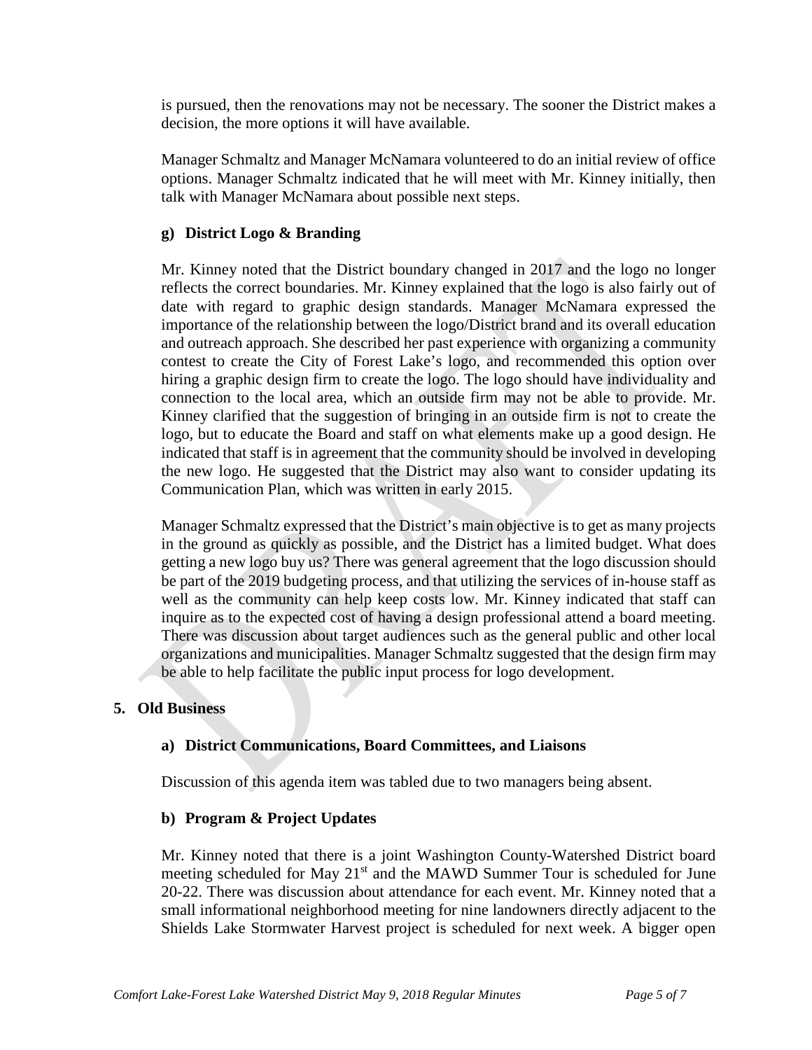is pursued, then the renovations may not be necessary. The sooner the District makes a decision, the more options it will have available.

Manager Schmaltz and Manager McNamara volunteered to do an initial review of office options. Manager Schmaltz indicated that he will meet with Mr. Kinney initially, then talk with Manager McNamara about possible next steps.

### g) District Logo & Branding

Mr. Kinney noted that the District boundary changed in 2017 and the logo no longer reflects the correct boundaries. Mr. Kinney explained that the logo is also fairly out of date with regard to graphic design standards. Manager McNamara expressed the importance of the relationship between the logo/District brand and its overall education and outreach approach. She described her past experience with organizing a community contest to create the City of Forest Lake's logo, and recommended this option over hiring a graphic design firm to create the logo. The logo should have individuality and connection to the local area, which an outside firm may not be able to provide. Mr. Kinney clarified that the suggestion of bringing in an outside firm is not to create the logo, but to educate the Board and staff on what elements make up a good design. He indicated that staff is in agreement that the community should be involved in developing the new logo. He suggested that the District may also want to consider updating its Communication Plan, which was written in early 2015.

Manager Schmaltz expressed that the District's main objective is to get as many projects in the ground as quickly as possible, and the District has a limited budget. What does getting a new logo buy us? There was general agreement that the logo discussion should be part of the 2019 budgeting process, and that utilizing the services of in-house staff as well as the community can help keep costs low. Mr. Kinney indicated that staff can inquire as to the expected cost of having a design professional attend a board meeting. There was discussion about target audiences such as the general public and other local organizations and municipalities. Manager Schmaltz suggested that the design firm may be able to help facilitate the public input process for logo development.

## 5. Old Business

### a) District Communications, Board Committees, and Liaisons

Discussion of this agenda item was tabled due to two managers being absent.

### b) Program & Project Updates

Mr. Kinney noted that there is a joint Washington County-Watershed District board meeting scheduled for May 21st and the MAWD Summer Tour is scheduled for June 20-22. There was discussion about attendance for each event. Mr. Kinney noted that a small informational neighborhood meeting for nine landowners directly adjacent to the Shields Lake Stormwater Harvest project is scheduled for next week. A bigger open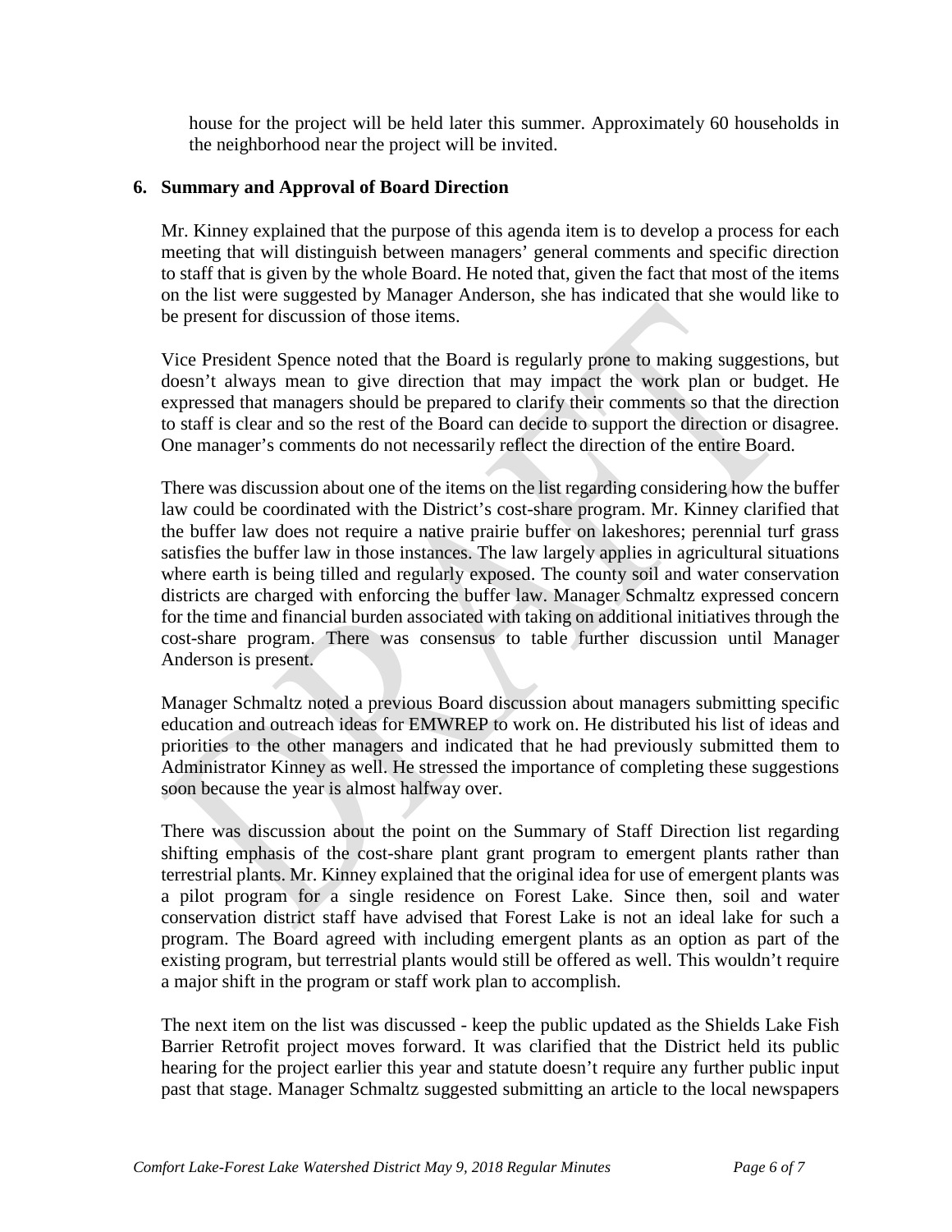house for the project will be held later this summer. Approximately 60 households in the neighborhood near the project will be invited.

**6. Summary and Approval of Board Direction**

Mr. Kinney explained that the purpose of this agenda item is to develop a process for each meeting that will distinguish between managers' general comments and specific direction to staff that is given by the whole Board. He noted that, given the fact that most of the items on the list were suggested by Manager Anderson, she has indicated that she would like to be present for discussion of those items.

Vice President Spence noted that the Board is regularly prone to making suggestions, but doesn't always mean to give direction that may impact the work plan or budget. He expressed that managers should be prepared to clarify their comments so that the direction to staff is clear and so the rest of the Board can decide to support the direction or disagree. One manager's comments do not necessarily reflect the direction of the entire Board.

There was discussion about one of the items on the list regarding considering how the buffer law could be coordinated with the District's cost-share program. Mr. Kinney clarified that the buffer law does not require a native prairie buffer on lakeshores; perennial turf grass satisfies the buffer law in those instances. The law largely applies in agricultural situations where earth is being tilled and regularly exposed. The county soil and water conservation districts are charged with enforcing the buffer law. Manager Schmaltz expressed concern for the time and financial burden associated with taking on additional initiatives through the cost-share program. There was consensus to table further discussion until Manager Anderson is present.

Manager Schmaltz noted a previous Board discussion about managers submitting specific education and outreach ideas for EMWREP to work on. He distributed his list of ideas and priorities to the other managers and indicated that he had previously submitted them to Administrator Kinney as well. He stressed the importance of completing these suggestions soon because the year is almost halfway over.

There was discussion about the point on the Summary of Staff Direction list regarding shifting emphasis of the cost-share plant grant program to emergent plants rather than terrestrial plants. Mr. Kinney explained that the original idea for use of emergent plants was a pilot program for a single residence on Forest Lake. Since then, soil and water conservation district staff have advised that Forest Lake is not an ideal lake for such a program. The Board agreed with including emergent plants as an option as part of the existing program, but terrestrial plants would still be offered as well. This wouldn't require a major shift in the program or staff work plan to accomplish.

The next item on the list was discussed - keep the public updated as the Shields Lake Fish Barrier Retrofit project moves forward. It was clarified that the District held its public hearing for the project earlier this year and statute doesn't require any further public input past that stage. Manager Schmaltz suggested submitting an article to the local newspapers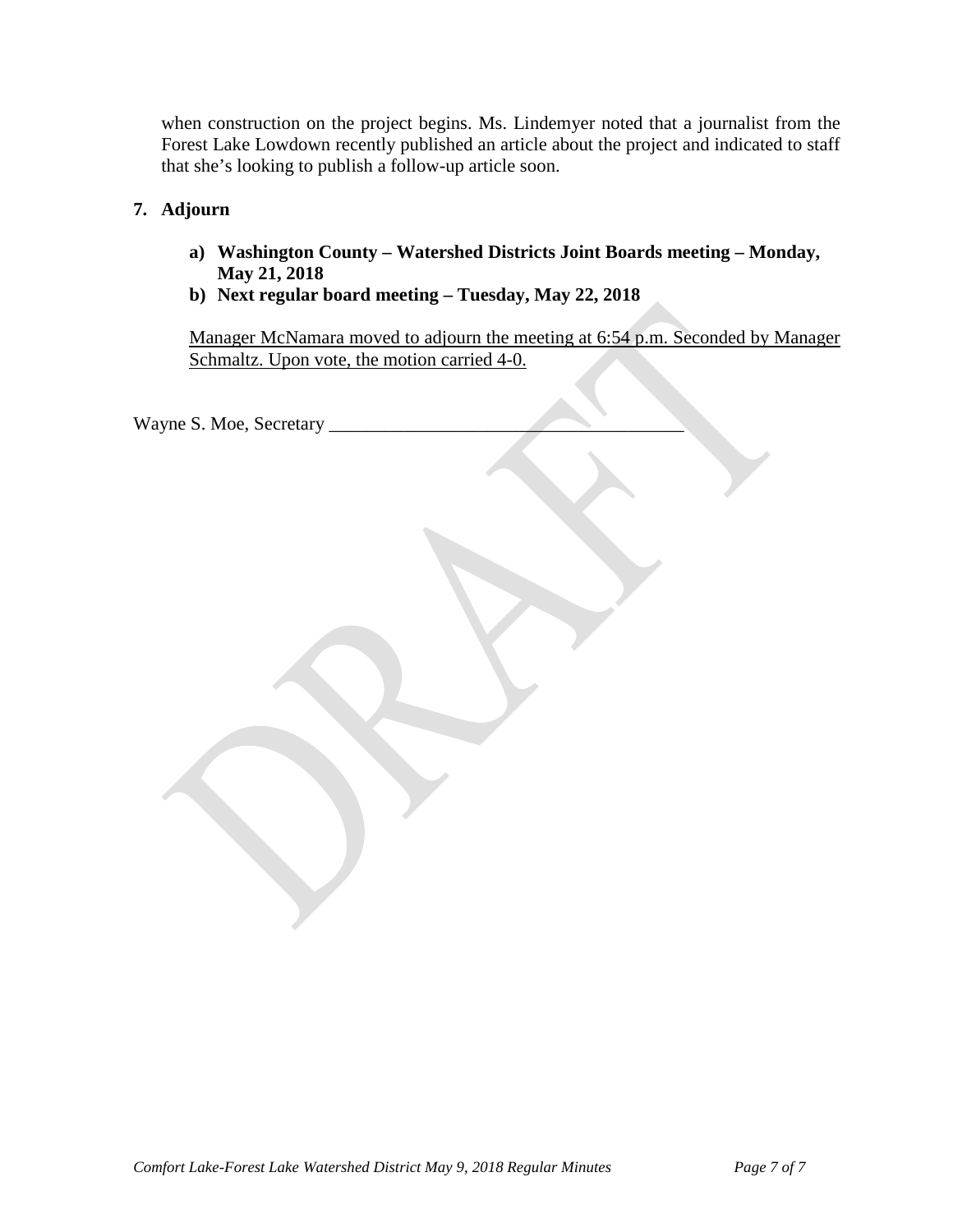when construction on the project begins. Ms. Lindemyer noted that a journalist from the Forest Lake Lowdown recently published an article about the project and indicated to staff that she's looking to publish a follow-up article soon.

**7. Adjourn**

**a) Washington County – Watershed Districts Joint Boards meeting – Monday, May 21, 2018**

**b) Next regular board meeting – Tuesday, May 22, 2018**

Manager McNamara moved to adjourn the meeting at 6:54 p.m. Seconded by Manager Schmaltz. Upon vote, the motion carried 4-0.

Wayne S. Moe, Secretary ______________________________________